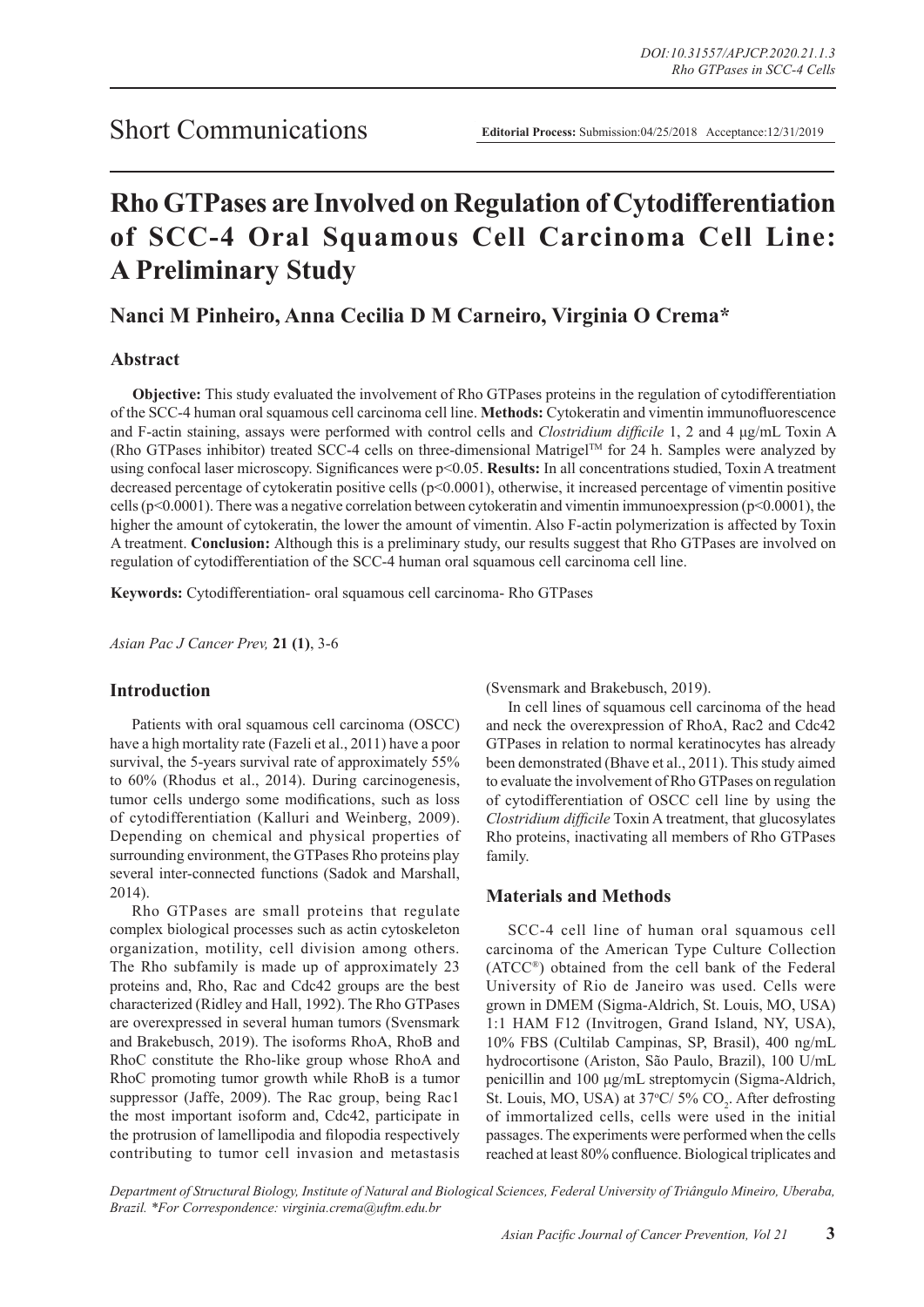Short Communications

**Editorial Process:** Submission:04/25/2018 Acceptance:12/31/2019

# Rho GTPases are Involved on Regulation of Cytodifferentiation of SCC-4 Oral Squamous Cell Carcinoma Cell Line: A Preliminary Study

## Nanci M Pinheiro, Anna Cecilia D M Carneiro, Virginia O Crema*

### Abstract

**Objective:** This study evaluated the involvement of Rho GTPases proteins in the regulation of cytodifferentiation of the SCC-4 human oral squamous cell carcinoma cell line. **Methods:** Cytokeratin and vimentin immunofluorescence and F-actin staining, assays were performed with control cells and *Clostridium difficile* 1, 2 and 4 µg/mL Toxin A (Rho GTPases inhibitor) treated SCC-4 cells on three-dimensional Matrigel™ for 24 h. Samples were analyzed by using confocal laser microscopy. Significances were $p<0.05$. **Results:** In all concentrations studied, Toxin A treatment decreased percentage of cytokeratin positive cells ($p<0.0001$), otherwise, it increased percentage of vimentin positive cells ($p<0.0001$). There was a negative correlation between cytokeratin and vimentin immunoexpression ($p<0.0001$), the higher the amount of cytokeratin, the lower the amount of vimentin. Also F-actin polymerization is affected by Toxin A treatment. **Conclusion:** Although this is a preliminary study, our results suggest that Rho GTPases are involved on regulation of cytodifferentiation of the SCC-4 human oral squamous cell carcinoma cell line.

**Keywords:** Cytodifferentiation- oral squamous cell carcinoma- Rho GTPases

*Asian Pac J Cancer Prev,* **21 (1)**, 3-6

### Introduction

Patients with oral squamous cell carcinoma (OSCC) have a high mortality rate (Fazeli et al., 2011) have a poor survival, the 5-years survival rate of approximately 55% to 60% (Rhodus et al., 2014). During carcinogenesis, tumor cells undergo some modifications, such as loss of cytodifferentiation (Kalluri and Weinberg, 2009). Depending on chemical and physical properties of surrounding environment, the GTPases Rho proteins play several inter-connected functions (Sadok and Marshall, 2014).

Rho GTPases are small proteins that regulate complex biological processes such as actin cytoskeleton organization, motility, cell division among others. The Rho subfamily is made up of approximately 23 proteins and, Rho, Rac and Cdc42 groups are the best characterized (Ridley and Hall, 1992). The Rho GTPases are overexpressed in several human tumors (Svensmark and Brakebusch, 2019). The isoforms RhoA, RhoB and RhoC constitute the Rho-like group whose RhoA and RhoC promoting tumor growth while RhoB is a tumor suppressor (Jaffe, 2009). The Rac group, being Rac1 the most important isoform and, Cdc42, participate in the protrusion of lamellipodia and filopodia respectively contributing to tumor cell invasion and metastasis (Svensmark and Brakebusch, 2019).

In cell lines of squamous cell carcinoma of the head and neck the overexpression of RhoA, Rac2 and Cdc42 GTPases in relation to normal keratinocytes has already been demonstrated (Bhave et al., 2011). This study aimed to evaluate the involvement of Rho GTPases on regulation of cytodifferentiation of OSCC cell line by using the *Clostridium difficile* Toxin A treatment, that glucosylates Rho proteins, inactivating all members of Rho GTPases family.

### Materials and Methods

SCC-4 cell line of human oral squamous cell carcinoma of the American Type Culture Collection (ATCC®) obtained from the cell bank of the Federal University of Rio de Janeiro was used. Cells were grown in DMEM (Sigma-Aldrich, St. Louis, MO, USA) 1:1 HAM F12 (Invitrogen, Grand Island, NY, USA), 10% FBS (Cultilab Campinas, SP, Brasil), 400 ng/mL hydrocortisone (Ariston, São Paulo, Brazil), 100 U/mL penicillin and 100 µg/mL streptomycin (Sigma-Aldrich, St. Louis, MO, USA) at 37°C/ 5% $CO_2$. After defrosting of immortalized cells, cells were used in the initial passages. The experiments were performed when the cells reached at least 80% confluence. Biological triplicates and

*Department of Structural Biology, Institute of Natural and Biological Sciences, Federal University of Triângulo Mineiro, Uberaba, Brazil. \*For Correspondence: virginia.crema@uftm.edu.br*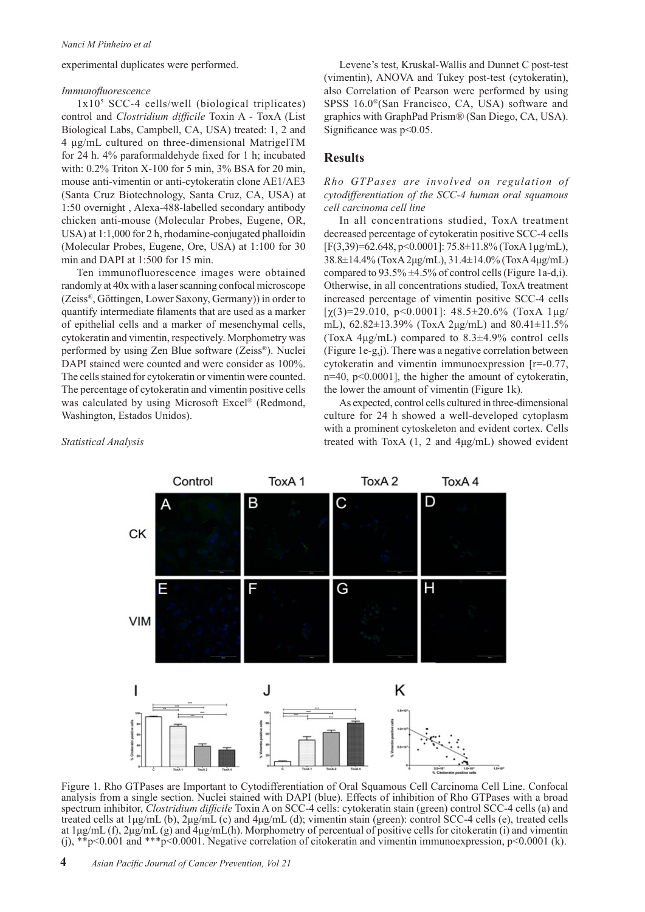experimental duplicates were performed.

*Immunofluorescence*

$1x10^5$ SCC-4 cells/well (biological triplicates) control and *Clostridium difficile* Toxin A - ToxA (List Biological Labs, Campbell, CA, USA) treated: 1, 2 and 4 µg/mL cultured on three-dimensional MatrigelTM for 24 h. 4% paraformaldehyde fixed for 1 h; incubated with: 0.2% Triton X-100 for 5 min, 3% BSA for 20 min, mouse anti-vimentin or anti-cytokeratin clone AE1/AE3 (Santa Cruz Biotechnology, Santa Cruz, CA, USA) at 1:50 overnight , Alexa-488-labelled secondary antibody chicken anti-mouse (Molecular Probes, Eugene, OR, USA) at 1:1,000 for 2 h, rhodamine-conjugated phalloidin (Molecular Probes, Eugene, Ore, USA) at 1:100 for 30 min and DAPI at 1:500 for 15 min.

Ten immunofluorescence images were obtained randomly at 40x with a laser scanning confocal microscope (Zeiss®, Göttingen, Lower Saxony, Germany)) in order to quantify intermediate filaments that are used as a marker of epithelial cells and a marker of mesenchymal cells, cytokeratin and vimentin, respectively. Morphometry was performed by using Zen Blue software (Zeiss®). Nuclei DAPI stained were counted and were consider as 100%. The cells stained for cytokeratin or vimentin were counted. The percentage of cytokeratin and vimentin positive cells was calculated by using Microsoft Excel® (Redmond, Washington, Estados Unidos).

*Statistical Analysis*

Levene's test, Kruskal-Wallis and Dunnet C post-test (vimentin), ANOVA and Tukey post-test (cytokeratin), also Correlation of Pearson were performed by using SPSS 16.0®(San Francisco, CA, USA) software and graphics with GraphPad Prism® (San Diego, CA, USA). Significance was $p<0.05$.

## Results

*Rho GTPases are involved on regulation of cytodifferentiation of the SCC-4 human oral squamous cell carcinoma cell line*

In all concentrations studied, ToxA treatment decreased percentage of cytokeratin positive SCC-4 cells [$F(3,39)=62.648$, $p<0.0001$]: 75.8±11.8% (ToxA 1µg/mL), 38.8±14.4% (ToxA 2µg/mL), 31.4±14.0% (ToxA 4µg/mL) compared to 93.5% ±4.5% of control cells (Figure 1a-d,i). Otherwise, in all concentrations studied, ToxA treatment increased percentage of vimentin positive SCC-4 cells [$\chi(3)=29.010$, $p<0.0001$]: 48.5±20.6% (ToxA 1µg/mL), 62.82±13.39% (ToxA 2µg/mL) and 80.41±11.5% (ToxA 4µg/mL) compared to 8.3±4.9% control cells (Figure 1e-g,j). There was a negative correlation between cytokeratin and vimentin immunoexpression [$r=-0.77$, $n=40$, $p<0.0001$], the higher the amount of cytokeratin, the lower the amount of vimentin (Figure 1k).

As expected, control cells cultured in three-dimensional culture for 24 h showed a well-developed cytoplasm with a prominent cytoskeleton and evident cortex. Cells treated with ToxA (1, 2 and 4µg/mL) showed evident

Figure 1. Rho GTPases are Important to Cytodifferentiation of Oral Squamous Cell Carcinoma Cell Line. Confocal analysis from a single section. Nuclei stained with DAPI (blue). Effects of inhibition of Rho GTPases with a broad spectrum inhibitor, *Clostridium difficile* Toxin A on SCC-4 cells: cytokeratin stain (green) control SCC-4 cells (a) and treated cells at 1µg/mL (b), 2µg/mL (c) and 4µg/mL (d); vimentin stain (green): control SCC-4 cells (e), treated cells at 1µg/mL (f), 2µg/mL (g) and 4µg/mL(h). Morphometry of percentual of positive cells for citokeratin (i) and vimentin (j), **$p<0.001$ and ***$p<0.0001$. Negative correlation of citokeratin and vimentin immunoexpression, $p<0.0001$ (k).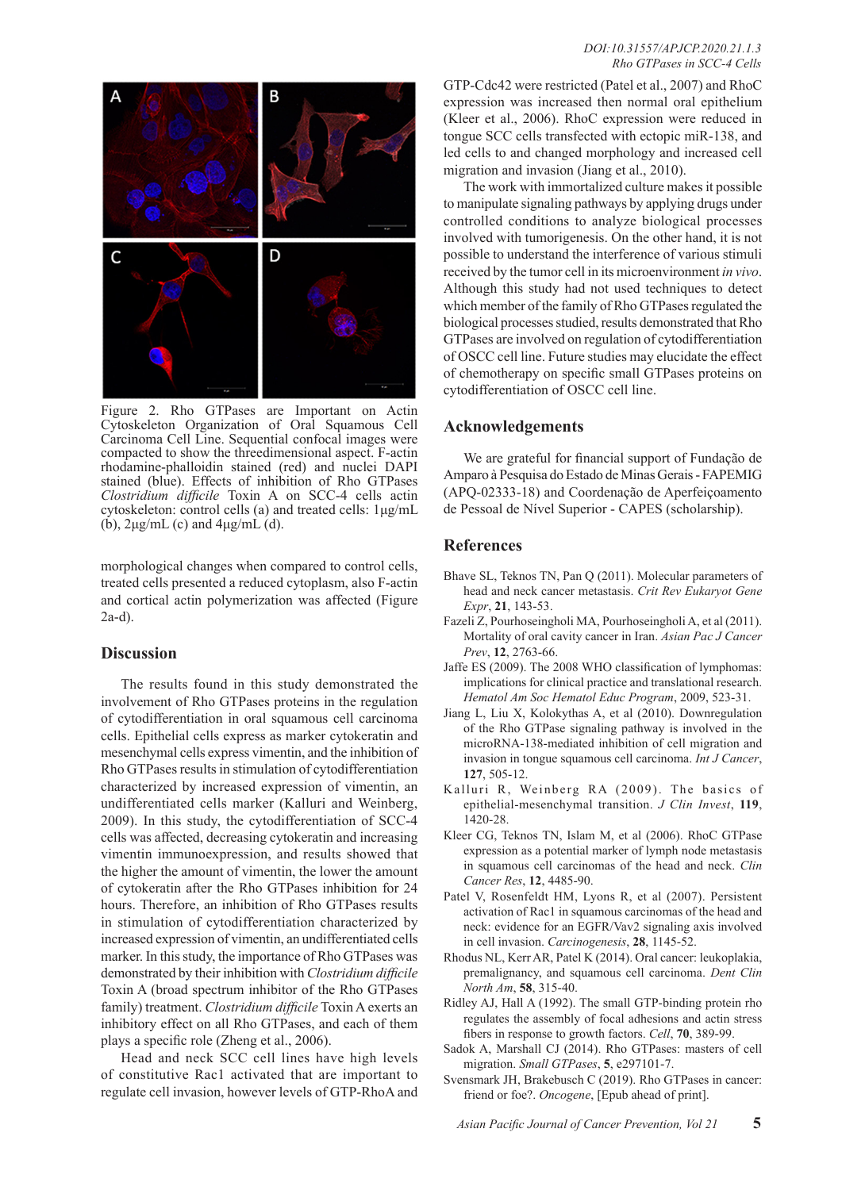Figure 2. Rho GTPases are Important on Actin Cytoskeleton Organization of Oral Squamous Cell Carcinoma Cell Line. Sequential confocal images were compacted to show the threedimensional aspect. F-actin rhodamine-phalloidin stained (red) and nuclei DAPI stained (blue). Effects of inhibition of Rho GTPases *Clostridium difficile* Toxin A on SCC-4 cells actin cytoskeleton: control cells (a) and treated cells: 1µg/mL (b), 2µg/mL (c) and 4µg/mL (d).

morphological changes when compared to control cells, treated cells presented a reduced cytoplasm, also F-actin and cortical actin polymerization was affected (Figure 2a-d).

## Discussion

The results found in this study demonstrated the involvement of Rho GTPases proteins in the regulation of cytodifferentiation in oral squamous cell carcinoma cells. Epithelial cells express as marker cytokeratin and mesenchymal cells express vimentin, and the inhibition of Rho GTPases results in stimulation of cytodifferentiation characterized by increased expression of vimentin, an undifferentiated cells marker (Kalluri and Weinberg, 2009). In this study, the cytodifferentiation of SCC-4 cells was affected, decreasing cytokeratin and increasing vimentin immunoexpression, and results showed that the higher the amount of vimentin, the lower the amount of cytokeratin after the Rho GTPases inhibition for 24 hours. Therefore, an inhibition of Rho GTPases results in stimulation of cytodifferentiation characterized by increased expression of vimentin, an undifferentiated cells marker. In this study, the importance of Rho GTPases was demonstrated by their inhibition with *Clostridium difficile* Toxin A (broad spectrum inhibitor of the Rho GTPases family) treatment. *Clostridium difficile* Toxin A exerts an inhibitory effect on all Rho GTPases, and each of them plays a specific role (Zheng et al., 2006).

Head and neck SCC cell lines have high levels of constitutive Rac1 activated that are important to regulate cell invasion, however levels of GTP-RhoA and GTP-Cdc42 were restricted (Patel et al., 2007) and RhoC expression was increased then normal oral epithelium (Kleer et al., 2006). RhoC expression were reduced in tongue SCC cells transfected with ectopic miR-138, and led cells to and changed morphology and increased cell migration and invasion (Jiang et al., 2010).

The work with immortalized culture makes it possible to manipulate signaling pathways by applying drugs under controlled conditions to analyze biological processes involved with tumorigenesis. On the other hand, it is not possible to understand the interference of various stimuli received by the tumor cell in its microenvironment *in vivo*. Although this study had not used techniques to detect which member of the family of Rho GTPases regulated the biological processes studied, results demonstrated that Rho GTPases are involved on regulation of cytodifferentiation of OSCC cell line. Future studies may elucidate the effect of chemotherapy on specific small GTPases proteins on cytodifferentiation of OSCC cell line.

## Acknowledgements

We are grateful for financial support of Fundação de Amparo à Pesquisa do Estado de Minas Gerais - FAPEMIG (APQ-02333-18) and Coordenação de Aperfeiçoamento de Pessoal de Nível Superior - CAPES (scholarship).

## References

Bhave SL, Teknos TN, Pan Q (2011). Molecular parameters of head and neck cancer metastasis. *Crit Rev Eukaryot Gene Expr*, **21**, 143-53.

Fazeli Z, Pourhoseingholi MA, Pourhoseingholi A, et al (2011). Mortality of oral cavity cancer in Iran. *Asian Pac J Cancer Prev*, **12**, 2763-66.

Jaffe ES (2009). The 2008 WHO classification of lymphomas: implications for clinical practice and translational research. *Hematol Am Soc Hematol Educ Program*, 2009, 523-31.

Jiang L, Liu X, Kolokythas A, et al (2010). Downregulation of the Rho GTPase signaling pathway is involved in the microRNA-138-mediated inhibition of cell migration and invasion in tongue squamous cell carcinoma. *Int J Cancer*, **127**, 505-12.

Kalluri R, Weinberg RA (2009). The basics of epithelial-mesenchymal transition. *J Clin Invest*, **119**, 1420-28.

Kleer CG, Teknos TN, Islam M, et al (2006). RhoC GTPase expression as a potential marker of lymph node metastasis in squamous cell carcinomas of the head and neck. *Clin Cancer Res*, **12**, 4485-90.

Patel V, Rosenfeldt HM, Lyons R, et al (2007). Persistent activation of Rac1 in squamous carcinomas of the head and neck: evidence for an EGFR/Vav2 signaling axis involved in cell invasion. *Carcinogenesis*, **28**, 1145-52.

Rhodus NL, Kerr AR, Patel K (2014). Oral cancer: leukoplakia, premalignancy, and squamous cell carcinoma. *Dent Clin North Am*, **58**, 315-40.

Ridley AJ, Hall A (1992). The small GTP-binding protein rho regulates the assembly of focal adhesions and actin stress fibers in response to growth factors. *Cell*, **70**, 389-99.

Sadok A, Marshall CJ (2014). Rho GTPases: masters of cell migration. *Small GTPases*, **5**, e297101-7.

Svensmark JH, Brakebusch C (2019). Rho GTPases in cancer: friend or foe?. *Oncogene*, [Epub ahead of print].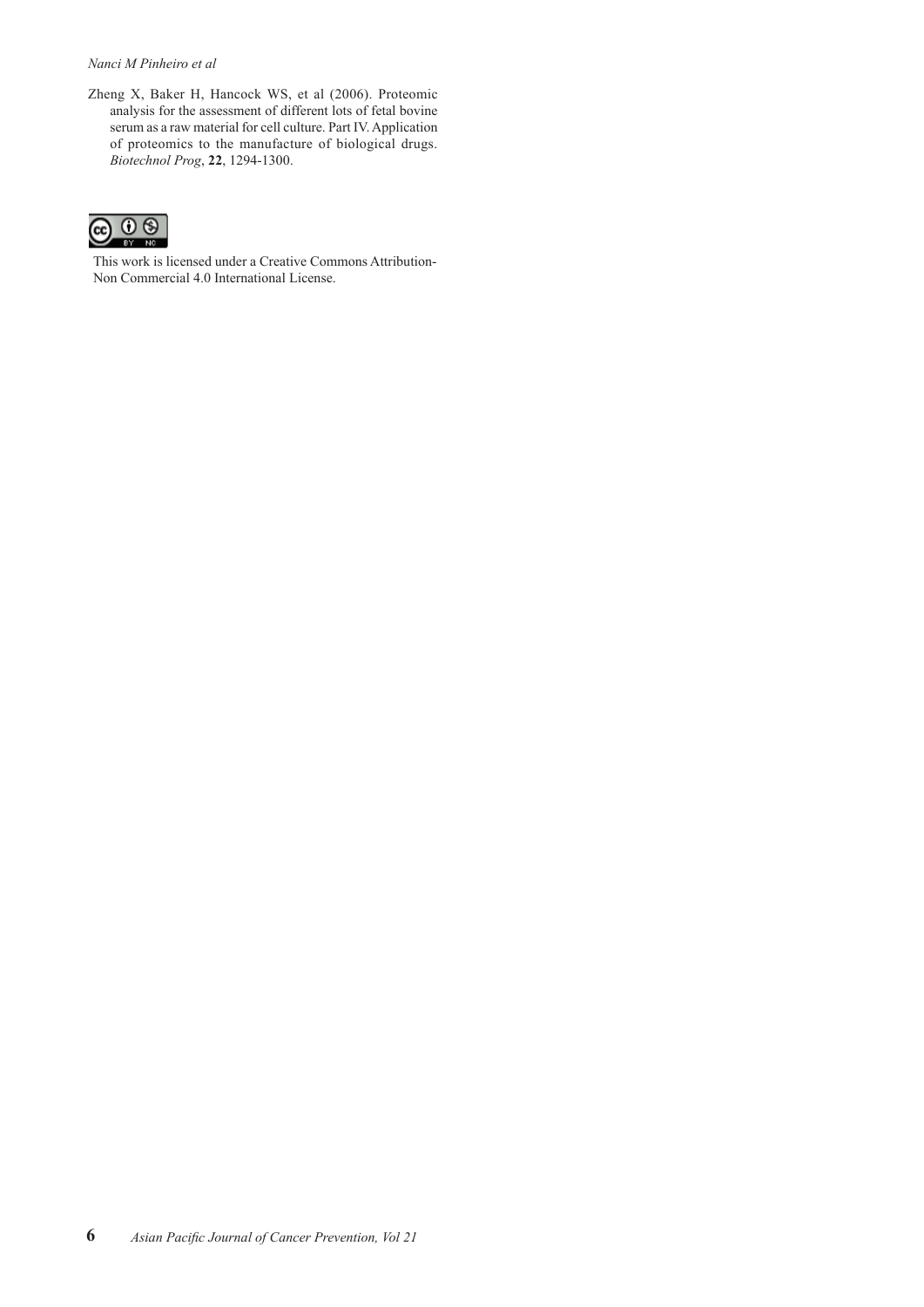Zheng X, Baker H, Hancock WS, et al (2006). Proteomic analysis for the assessment of different lots of fetal bovine serum as a raw material for cell culture. Part IV. Application of proteomics to the manufacture of biological drugs. *Biotechnol Prog*, **22**, 1294-1300.

This work is licensed under a Creative Commons Attribution-Non Commercial 4.0 International License.